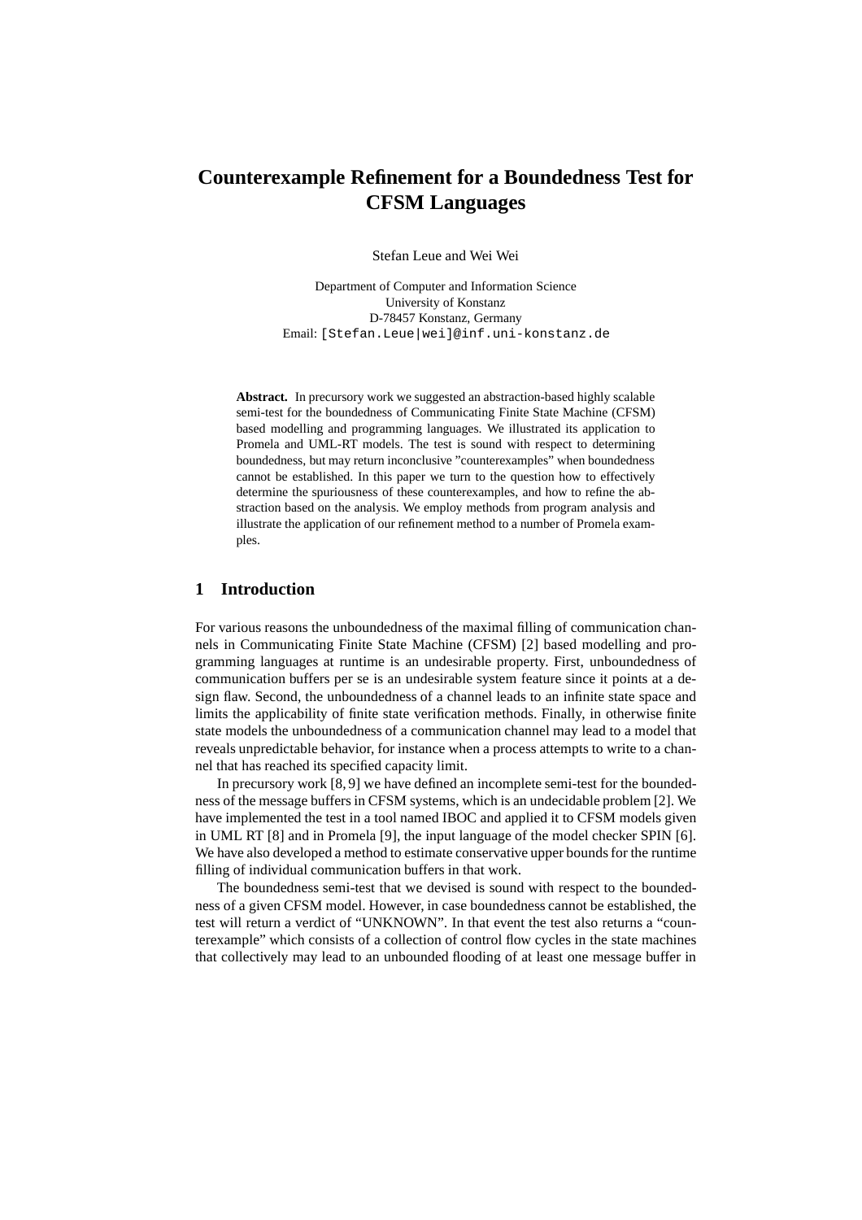# Counterexample Refinement for a Boundedness Test for CFSM Languages

Stefan Leue and Wei Wei

Department of Computer and Information Science
University of Konstanz
D-78457 Konstanz, Germany
Email: `[Stefan.Leue|wei]@inf.uni-konstanz.de`

**Abstract.** In precursory work we suggested an abstraction-based highly scalable semi-test for the boundedness of Communicating Finite State Machine (CFSM) based modelling and programming languages. We illustrated its application to Promela and UML-RT models. The test is sound with respect to determining boundedness, but may return inconclusive "counterexamples" when boundedness cannot be established. In this paper we turn to the question how to effectively determine the spuriousness of these counterexamples, and how to refine the abstraction based on the analysis. We employ methods from program analysis and illustrate the application of our refinement method to a number of Promela examples.

## 1 Introduction

For various reasons the unboundedness of the maximal filling of communication channels in Communicating Finite State Machine (CFSM) [2] based modelling and programming languages at runtime is an undesirable property. First, unboundedness of communication buffers per se is an undesirable system feature since it points at a design flaw. Second, the unboundedness of a channel leads to an infinite state space and limits the applicability of finite state verification methods. Finally, in otherwise finite state models the unboundedness of a communication channel may lead to a model that reveals unpredictable behavior, for instance when a process attempts to write to a channel that has reached its specified capacity limit.

In precursory work [8, 9] we have defined an incomplete semi-test for the boundedness of the message buffers in CFSM systems, which is an undecidable problem [2]. We have implemented the test in a tool named IBOC and applied it to CFSM models given in UML RT [8] and in Promela [9], the input language of the model checker SPIN [6]. We have also developed a method to estimate conservative upper bounds for the runtime filling of individual communication buffers in that work.

The boundedness semi-test that we devised is sound with respect to the boundedness of a given CFSM model. However, in case boundedness cannot be established, the test will return a verdict of "UNKNOWN". In that event the test also returns a "counterexample" which consists of a collection of control flow cycles in the state machines that collectively may lead to an unbounded flooding of at least one message buffer in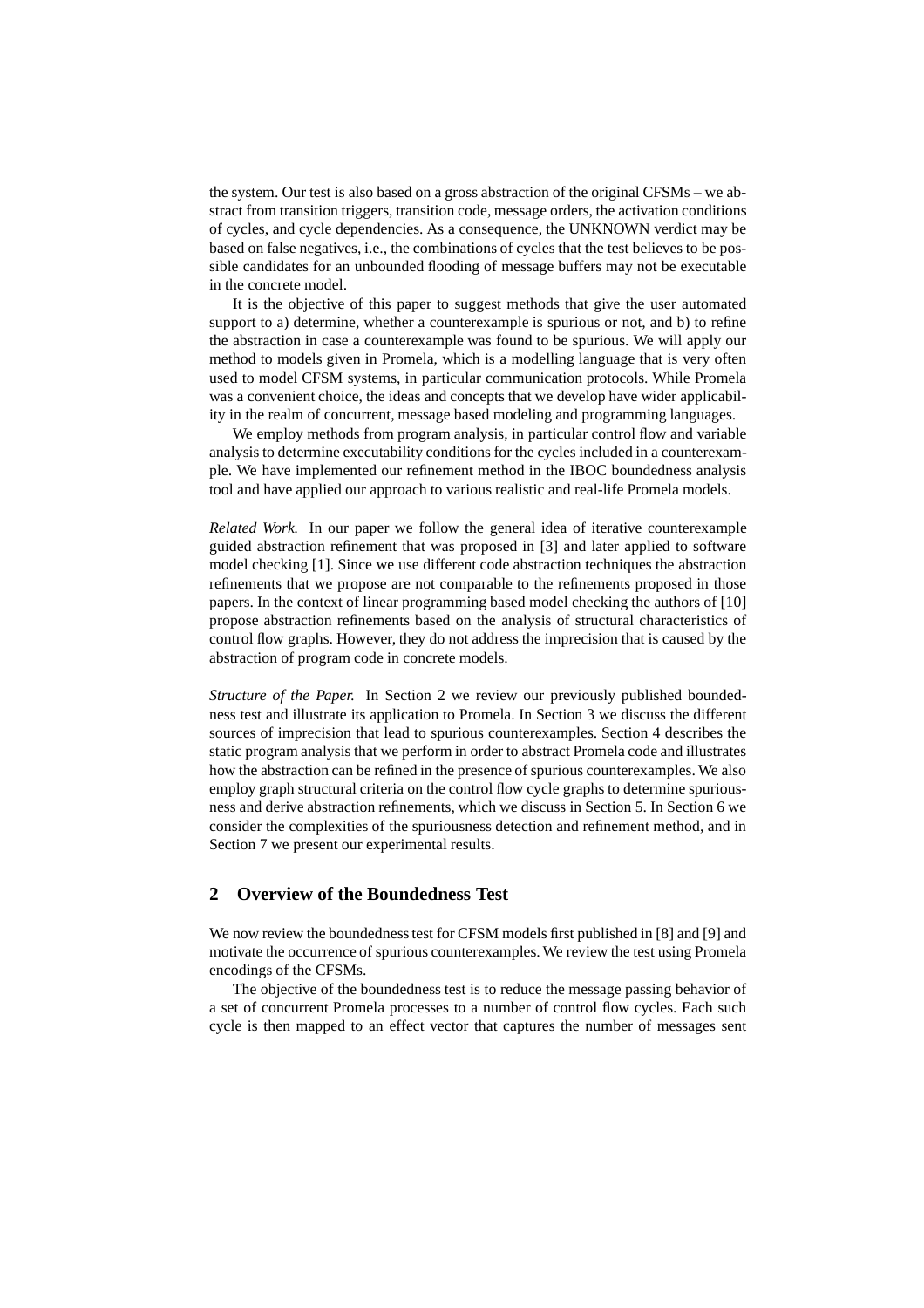the system. Our test is also based on a gross abstraction of the original CFSMs – we abstract from transition triggers, transition code, message orders, the activation conditions of cycles, and cycle dependencies. As a consequence, the UNKNOWN verdict may be based on false negatives, i.e., the combinations of cycles that the test believes to be possible candidates for an unbounded flooding of message buffers may not be executable in the concrete model.

It is the objective of this paper to suggest methods that give the user automated support to a) determine, whether a counterexample is spurious or not, and b) to refine the abstraction in case a counterexample was found to be spurious. We will apply our method to models given in Promela, which is a modelling language that is very often used to model CFSM systems, in particular communication protocols. While Promela was a convenient choice, the ideas and concepts that we develop have wider applicability in the realm of concurrent, message based modeling and programming languages.

We employ methods from program analysis, in particular control flow and variable analysis to determine executability conditions for the cycles included in a counterexample. We have implemented our refinement method in the IBOC boundedness analysis tool and have applied our approach to various realistic and real-life Promela models.

*Related Work.* In our paper we follow the general idea of iterative counterexample guided abstraction refinement that was proposed in [3] and later applied to software model checking [1]. Since we use different code abstraction techniques the abstraction refinements that we propose are not comparable to the refinements proposed in those papers. In the context of linear programming based model checking the authors of [10] propose abstraction refinements based on the analysis of structural characteristics of control flow graphs. However, they do not address the imprecision that is caused by the abstraction of program code in concrete models.

*Structure of the Paper.* In Section 2 we review our previously published boundedness test and illustrate its application to Promela. In Section 3 we discuss the different sources of imprecision that lead to spurious counterexamples. Section 4 describes the static program analysis that we perform in order to abstract Promela code and illustrates how the abstraction can be refined in the presence of spurious counterexamples. We also employ graph structural criteria on the control flow cycle graphs to determine spuriousness and derive abstraction refinements, which we discuss in Section 5. In Section 6 we consider the complexities of the spuriousness detection and refinement method, and in Section 7 we present our experimental results.

## 2 Overview of the Boundedness Test

We now review the boundedness test for CFSM models first published in [8] and [9] and motivate the occurrence of spurious counterexamples. We review the test using Promela encodings of the CFSMs.

The objective of the boundedness test is to reduce the message passing behavior of a set of concurrent Promela processes to a number of control flow cycles. Each such cycle is then mapped to an effect vector that captures the number of messages sent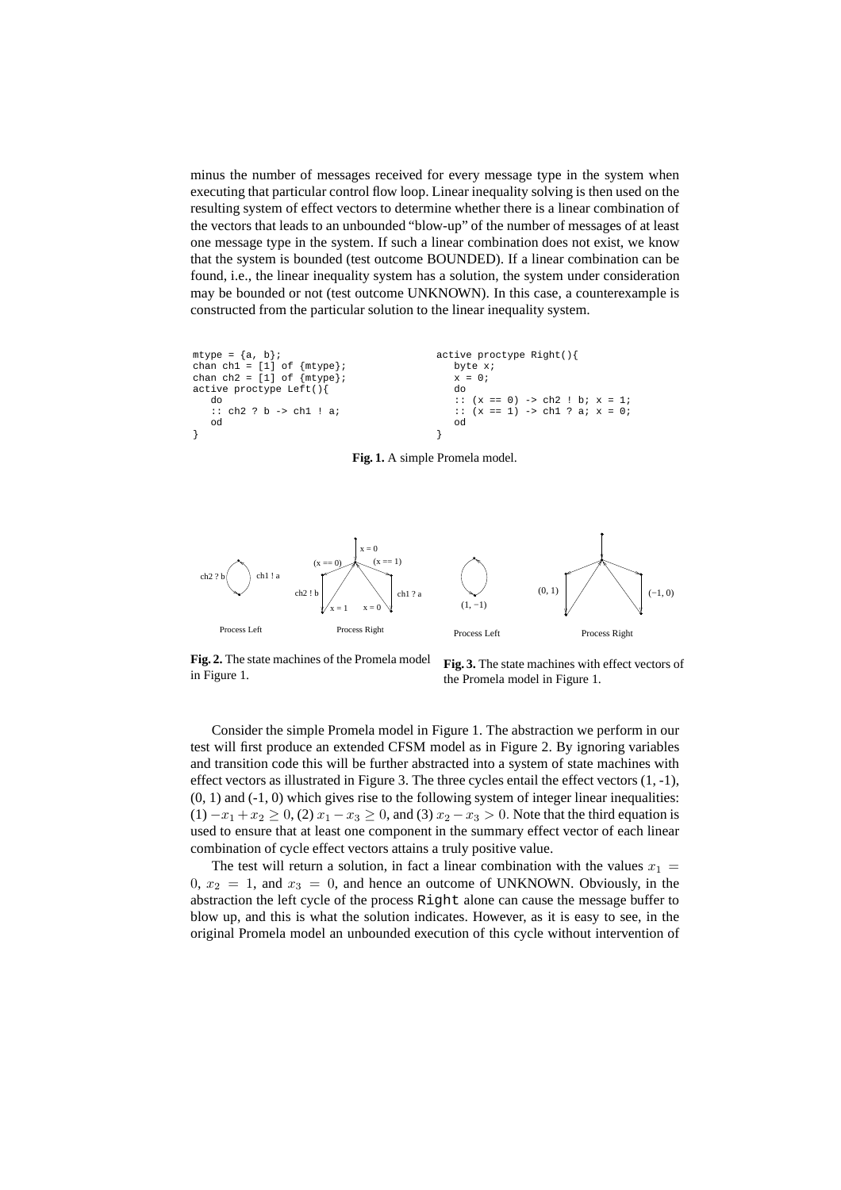minus the number of messages received for every message type in the system when executing that particular control flow loop. Linear inequality solving is then used on the resulting system of effect vectors to determine whether there is a linear combination of the vectors that leads to an unbounded "blow-up" of the number of messages of at least one message type in the system. If such a linear combination does not exist, we know that the system is bounded (test outcome BOUNDED). If a linear combination can be found, i.e., the linear inequality system has a solution, the system under consideration may be bounded or not (test outcome UNKNOWN). In this case, a counterexample is constructed from the particular solution to the linear inequality system.

```
mtype = {a, b};
chan ch1 = [1] of {mtype};
chan ch2 = [1] of {mtype};
active proctype Left(){
   do
   :: ch2 ? b -> ch1 ! a;
   od
}
```

```
active proctype Right(){
   byte x;
   x = 0;
   do
   :: (x == 0) -> ch2 ! b; x = 1;
   :: (x == 1) -> ch1 ? a; x = 0;
   od
}
```

**Fig. 1.** A simple Promela model.

**Fig. 2.** The state machines of the Promela model in Figure 1.

**Fig. 3.** The state machines with effect vectors of the Promela model in Figure 1.

Consider the simple Promela model in Figure 1. The abstraction we perform in our test will first produce an extended CFSM model as in Figure 2. By ignoring variables and transition code this will be further abstracted into a system of state machines with effect vectors as illustrated in Figure 3. The three cycles entail the effect vectors (1, -1), (0, 1) and (-1, 0) which gives rise to the following system of integer linear inequalities: (1) $-x_1 + x_2 \geq 0$, (2) $x_1 - x_3 \geq 0$, and (3) $x_2 - x_3 > 0$. Note that the third equation is used to ensure that at least one component in the summary effect vector of each linear combination of cycle effect vectors attains a truly positive value.

The test will return a solution, in fact a linear combination with the values $x_1 = 0$, $x_2 = 1$, and $x_3 = 0$, and hence an outcome of UNKNOWN. Obviously, in the abstraction the left cycle of the process `Right` alone can cause the message buffer to blow up, and this is what the solution indicates. However, as it is easy to see, in the original Promela model an unbounded execution of this cycle without intervention of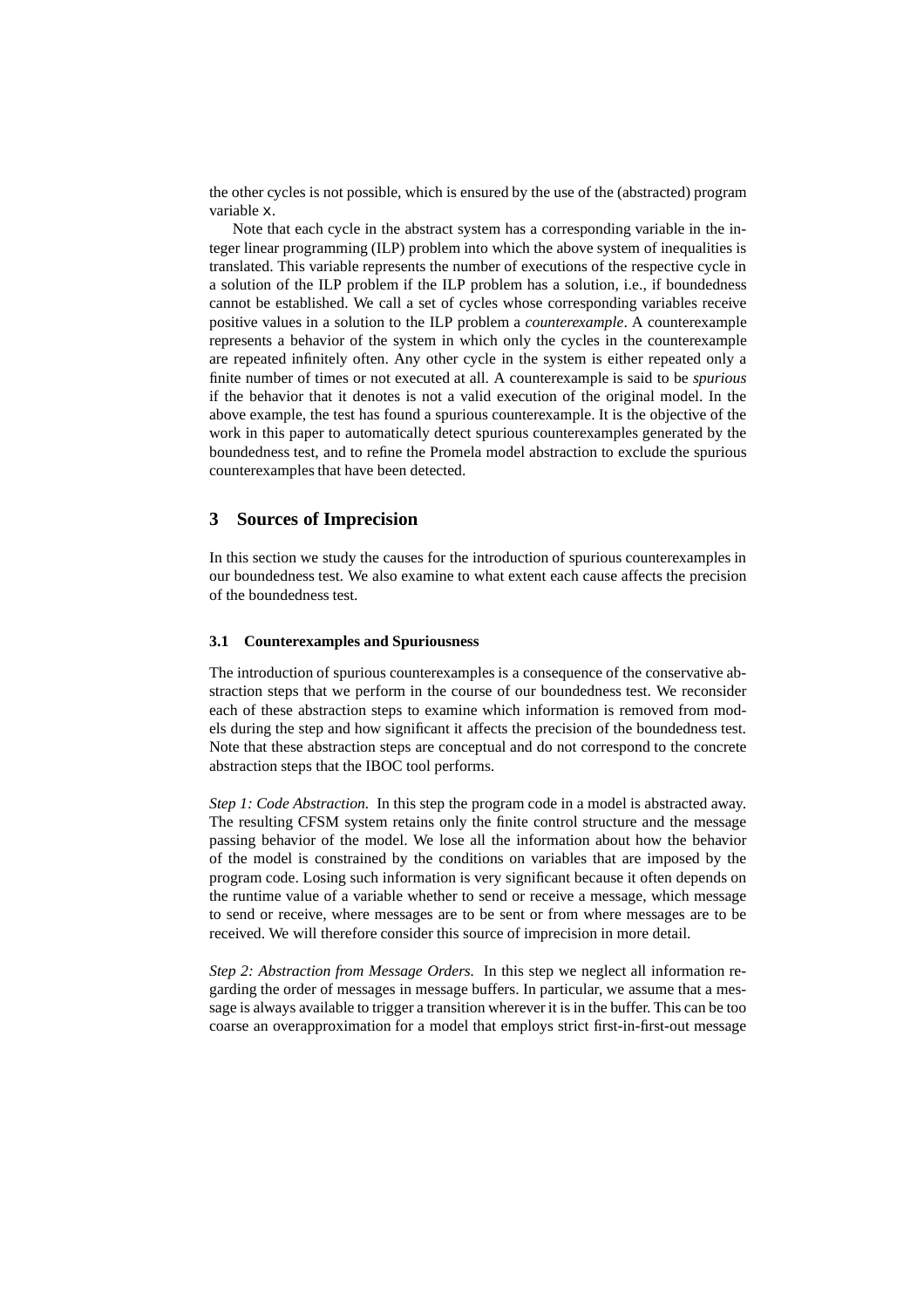the other cycles is not possible, which is ensured by the use of the (abstracted) program variable x.

Note that each cycle in the abstract system has a corresponding variable in the integer linear programming (ILP) problem into which the above system of inequalities is translated. This variable represents the number of executions of the respective cycle in a solution of the ILP problem if the ILP problem has a solution, i.e., if boundedness cannot be established. We call a set of cycles whose corresponding variables receive positive values in a solution to the ILP problem a *counterexample*. A counterexample represents a behavior of the system in which only the cycles in the counterexample are repeated infinitely often. Any other cycle in the system is either repeated only a finite number of times or not executed at all. A counterexample is said to be *spurious* if the behavior that it denotes is not a valid execution of the original model. In the above example, the test has found a spurious counterexample. It is the objective of the work in this paper to automatically detect spurious counterexamples generated by the boundedness test, and to refine the Promela model abstraction to exclude the spurious counterexamples that have been detected.

## 3 Sources of Imprecision

In this section we study the causes for the introduction of spurious counterexamples in our boundedness test. We also examine to what extent each cause affects the precision of the boundedness test.

### 3.1 Counterexamples and Spuriousness

The introduction of spurious counterexamples is a consequence of the conservative abstraction steps that we perform in the course of our boundedness test. We reconsider each of these abstraction steps to examine which information is removed from models during the step and how significant it affects the precision of the boundedness test. Note that these abstraction steps are conceptual and do not correspond to the concrete abstraction steps that the IBOC tool performs.

*Step 1: Code Abstraction.* In this step the program code in a model is abstracted away. The resulting CFSM system retains only the finite control structure and the message passing behavior of the model. We lose all the information about how the behavior of the model is constrained by the conditions on variables that are imposed by the program code. Losing such information is very significant because it often depends on the runtime value of a variable whether to send or receive a message, which message to send or receive, where messages are to be sent or from where messages are to be received. We will therefore consider this source of imprecision in more detail.

*Step 2: Abstraction from Message Orders.* In this step we neglect all information regarding the order of messages in message buffers. In particular, we assume that a message is always available to trigger a transition wherever it is in the buffer. This can be too coarse an overapproximation for a model that employs strict first-in-first-out message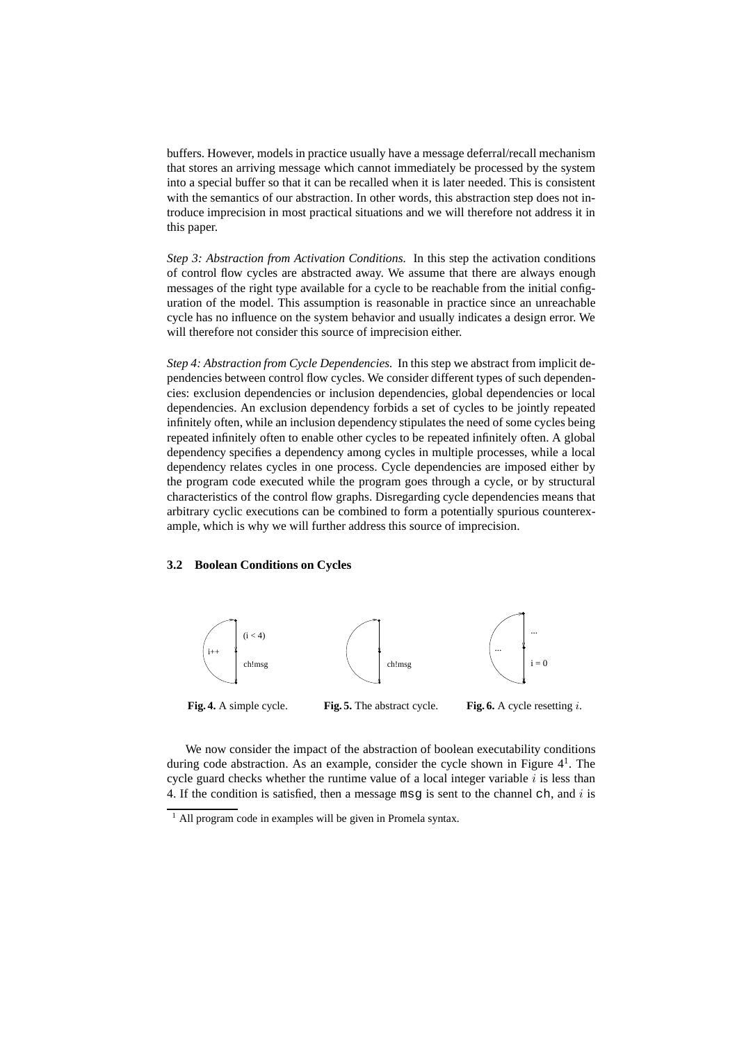buffers. However, models in practice usually have a message deferral/recall mechanism that stores an arriving message which cannot immediately be processed by the system into a special buffer so that it can be recalled when it is later needed. This is consistent with the semantics of our abstraction. In other words, this abstraction step does not introduce imprecision in most practical situations and we will therefore not address it in this paper.

*Step 3: Abstraction from Activation Conditions.* In this step the activation conditions of control flow cycles are abstracted away. We assume that there are always enough messages of the right type available for a cycle to be reachable from the initial configuration of the model. This assumption is reasonable in practice since an unreachable cycle has no influence on the system behavior and usually indicates a design error. We will therefore not consider this source of imprecision either.

*Step 4: Abstraction from Cycle Dependencies.* In this step we abstract from implicit dependencies between control flow cycles. We consider different types of such dependencies: exclusion dependencies or inclusion dependencies, global dependencies or local dependencies. An exclusion dependency forbids a set of cycles to be jointly repeated infinitely often, while an inclusion dependency stipulates the need of some cycles being repeated infinitely often to enable other cycles to be repeated infinitely often. A global dependency specifies a dependency among cycles in multiple processes, while a local dependency relates cycles in one process. Cycle dependencies are imposed either by the program code executed while the program goes through a cycle, or by structural characteristics of the control flow graphs. Disregarding cycle dependencies means that arbitrary cyclic executions can be combined to form a potentially spurious counterexample, which is why we will further address this source of imprecision.

### 3.2 Boolean Conditions on Cycles

**Fig. 4.** A simple cycle. **Fig. 5.** The abstract cycle. **Fig. 6.** A cycle resetting $i$.

We now consider the impact of the abstraction of boolean executability conditions during code abstraction. As an example, consider the cycle shown in Figure 4[1]. The cycle guard checks whether the runtime value of a local integer variable $i$ is less than 4. If the condition is satisfied, then a message `msg` is sent to the channel `ch`, and $i$ is

[1] All program code in examples will be given in Promela syntax.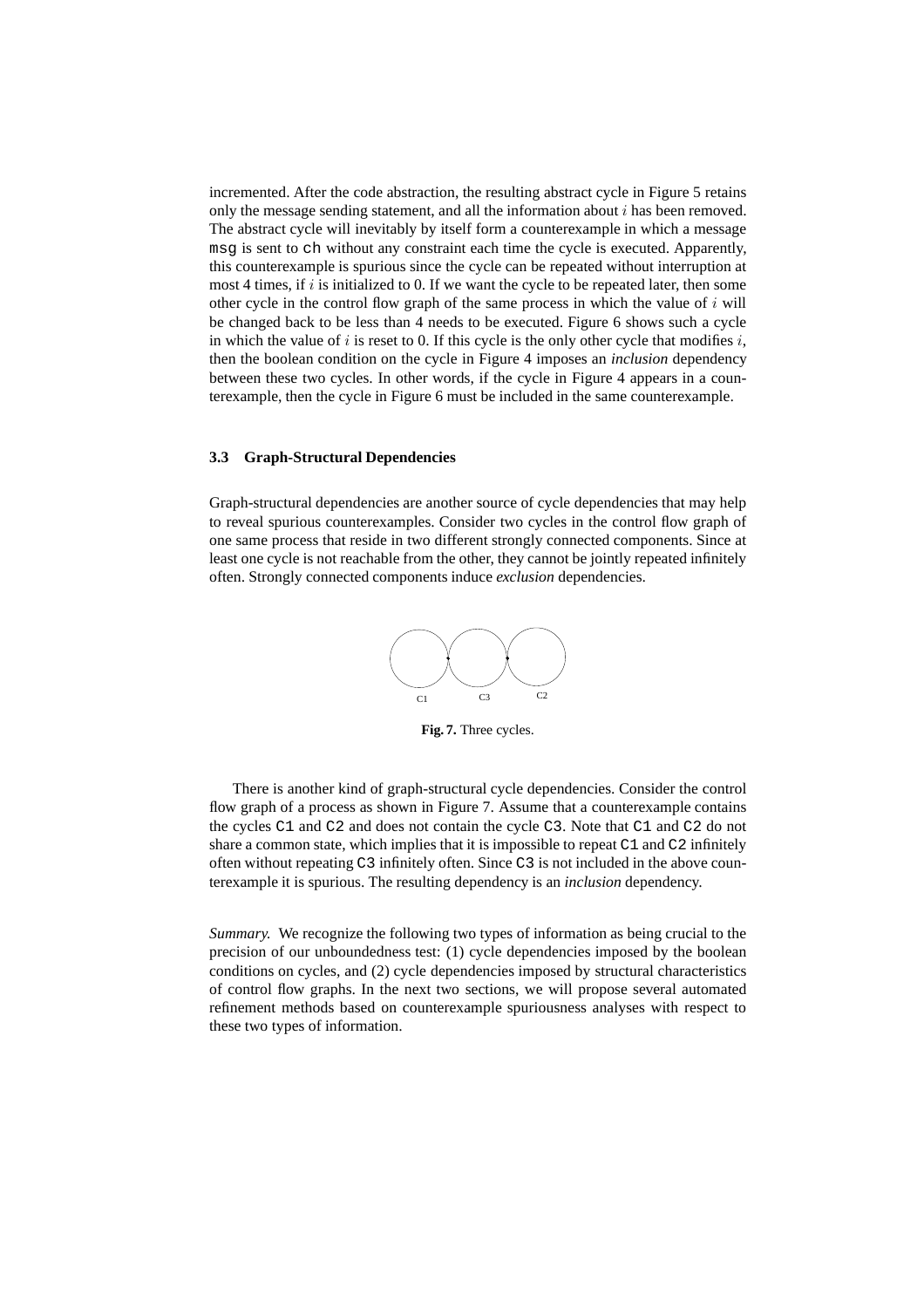incremented. After the code abstraction, the resulting abstract cycle in Figure 5 retains only the message sending statement, and all the information about $i$ has been removed. The abstract cycle will inevitably by itself form a counterexample in which a message `msg` is sent to `ch` without any constraint each time the cycle is executed. Apparently, this counterexample is spurious since the cycle can be repeated without interruption at most 4 times, if $i$ is initialized to 0. If we want the cycle to be repeated later, then some other cycle in the control flow graph of the same process in which the value of $i$ will be changed back to be less than 4 needs to be executed. Figure 6 shows such a cycle in which the value of $i$ is reset to 0. If this cycle is the only other cycle that modifies $i$, then the boolean condition on the cycle in Figure 4 imposes an *inclusion* dependency between these two cycles. In other words, if the cycle in Figure 4 appears in a counterexample, then the cycle in Figure 6 must be included in the same counterexample.

### 3.3 Graph-Structural Dependencies

Graph-structural dependencies are another source of cycle dependencies that may help to reveal spurious counterexamples. Consider two cycles in the control flow graph of one same process that reside in two different strongly connected components. Since at least one cycle is not reachable from the other, they cannot be jointly repeated infinitely often. Strongly connected components induce *exclusion* dependencies.

**Fig. 7.** Three cycles.

There is another kind of graph-structural cycle dependencies. Consider the control flow graph of a process as shown in Figure 7. Assume that a counterexample contains the cycles `C1` and `C2` and does not contain the cycle `C3`. Note that `C1` and `C2` do not share a common state, which implies that it is impossible to repeat `C1` and `C2` infinitely often without repeating `C3` infinitely often. Since `C3` is not included in the above counterexample it is spurious. The resulting dependency is an *inclusion* dependency.

*Summary.* We recognize the following two types of information as being crucial to the precision of our unboundedness test: (1) cycle dependencies imposed by the boolean conditions on cycles, and (2) cycle dependencies imposed by structural characteristics of control flow graphs. In the next two sections, we will propose several automated refinement methods based on counterexample spuriousness analyses with respect to these two types of information.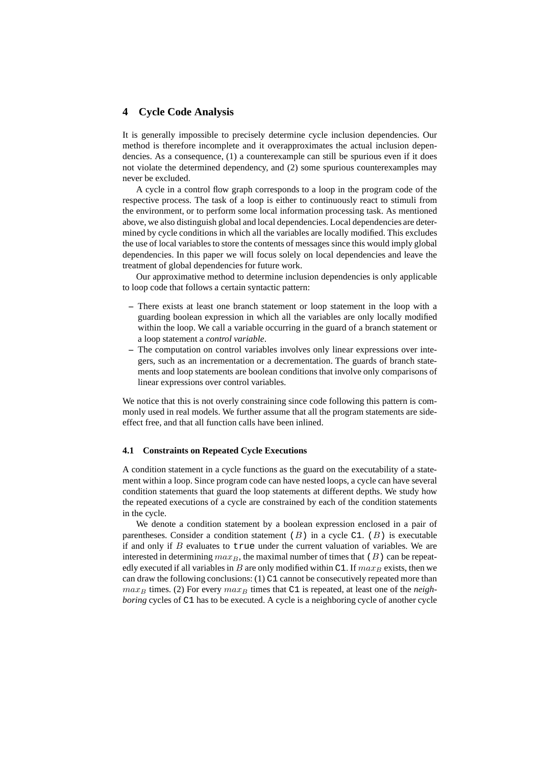## 4 Cycle Code Analysis

It is generally impossible to precisely determine cycle inclusion dependencies. Our method is therefore incomplete and it overapproximates the actual inclusion dependencies. As a consequence, (1) a counterexample can still be spurious even if it does not violate the determined dependency, and (2) some spurious counterexamples may never be excluded.

A cycle in a control flow graph corresponds to a loop in the program code of the respective process. The task of a loop is either to continuously react to stimuli from the environment, or to perform some local information processing task. As mentioned above, we also distinguish global and local dependencies. Local dependencies are determined by cycle conditions in which all the variables are locally modified. This excludes the use of local variables to store the contents of messages since this would imply global dependencies. In this paper we will focus solely on local dependencies and leave the treatment of global dependencies for future work.

Our approximative method to determine inclusion dependencies is only applicable to loop code that follows a certain syntactic pattern:

- There exists at least one branch statement or loop statement in the loop with a guarding boolean expression in which all the variables are only locally modified within the loop. We call a variable occurring in the guard of a branch statement or a loop statement a *control variable*.
- The computation on control variables involves only linear expressions over integers, such as an incrementation or a decrementation. The guards of branch statements and loop statements are boolean conditions that involve only comparisons of linear expressions over control variables.

We notice that this is not overly constraining since code following this pattern is commonly used in real models. We further assume that all the program statements are side-effect free, and that all function calls have been inlined.

### 4.1 Constraints on Repeated Cycle Executions

A condition statement in a cycle functions as the guard on the executability of a statement within a loop. Since program code can have nested loops, a cycle can have several condition statements that guard the loop statements at different depths. We study how the repeated executions of a cycle are constrained by each of the condition statements in the cycle.

We denote a condition statement by a boolean expression enclosed in a pair of parentheses. Consider a condition statement `(`$B$`)` in a cycle `C1`. `(`$B$`)` is executable if and only if $B$ evaluates to `true` under the current valuation of variables. We are interested in determining $max_B$, the maximal number of times that `(`$B$`)` can be repeatedly executed if all variables in $B$ are only modified within `C1`. If $max_B$ exists, then we can draw the following conclusions: (1) `C1` cannot be consecutively repeated more than $max_B$ times. (2) For every $max_B$ times that `C1` is repeated, at least one of the *neighboring* cycles of `C1` has to be executed. A cycle is a neighboring cycle of another cycle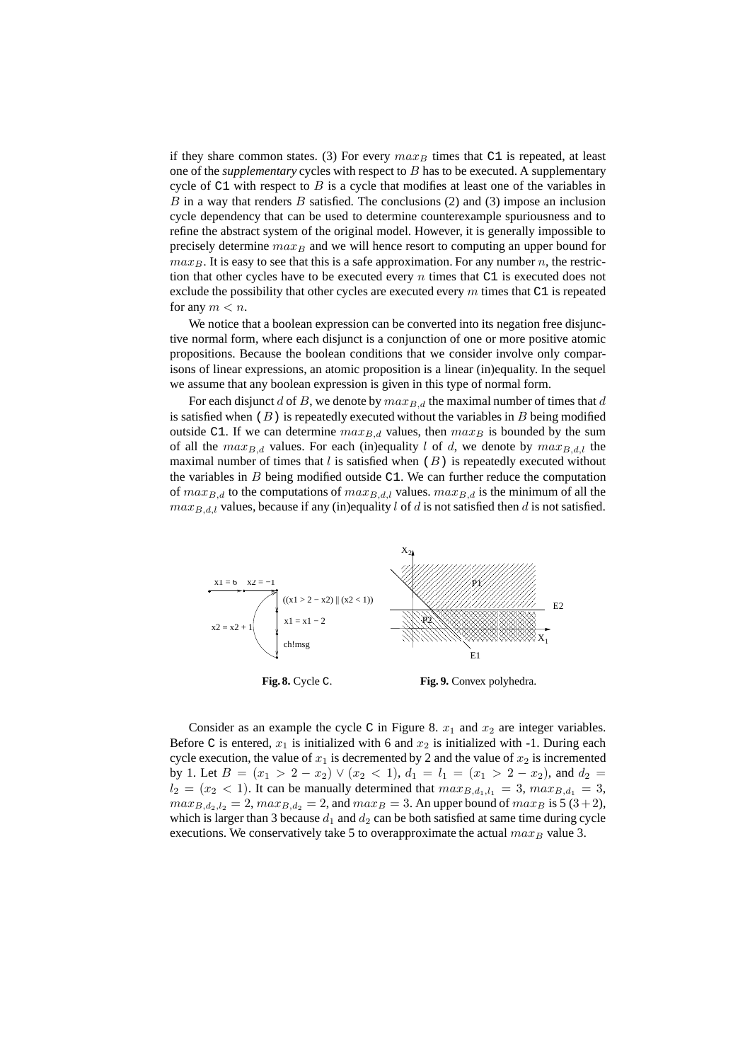if they share common states. (3) For every $max_B$ times that `C1` is repeated, at least one of the *supplementary* cycles with respect to $B$ has to be executed. A supplementary cycle of `C1` with respect to $B$ is a cycle that modifies at least one of the variables in $B$ in a way that renders $B$ satisfied. The conclusions (2) and (3) impose an inclusion cycle dependency that can be used to determine counterexample spuriousness and to refine the abstract system of the original model. However, it is generally impossible to precisely determine $max_B$ and we will hence resort to computing an upper bound for $max_B$. It is easy to see that this is a safe approximation. For any number $n$, the restriction that other cycles have to be executed every $n$ times that `C1` is executed does not exclude the possibility that other cycles are executed every $m$ times that `C1` is repeated for any $m < n$.

We notice that a boolean expression can be converted into its negation free disjunctive normal form, where each disjunct is a conjunction of one or more positive atomic propositions. Because the boolean conditions that we consider involve only comparisons of linear expressions, an atomic proposition is a linear (in)equality. In the sequel we assume that any boolean expression is given in this type of normal form.

For each disjunct $d$ of $B$, we denote by $max_{B,d}$ the maximal number of times that $d$ is satisfied when `(`$B$`)` is repeatedly executed without the variables in $B$ being modified outside `C1`. If we can determine $max_{B,d}$ values, then $max_B$ is bounded by the sum of all the $max_{B,d}$ values. For each (in)equality $l$ of $d$, we denote by $max_{B,d,l}$ the maximal number of times that $l$ is satisfied when `(`$B$`)` is repeatedly executed without the variables in $B$ being modified outside `C1`. We can further reduce the computation of $max_{B,d}$ to the computations of $max_{B,d,l}$ values. $max_{B,d}$ is the minimum of all the $max_{B,d,l}$ values, because if any (in)equality $l$ of $d$ is not satisfied then $d$ is not satisfied.

**Fig. 8.** Cycle `C`.

**Fig. 9.** Convex polyhedra.

Consider as an example the cycle `C` in Figure 8. $x_1$ and $x_2$ are integer variables. Before `C` is entered, $x_1$ is initialized with 6 and $x_2$ is initialized with -1. During each cycle execution, the value of $x_1$ is decremented by 2 and the value of $x_2$ is incremented by 1. Let $B = (x_1 > 2 - x_2) \vee (x_2 < 1)$, $d_1 = l_1 = (x_1 > 2 - x_2)$, and $d_2 = l_2 = (x_2 < 1)$. It can be manually determined that $max_{B,d_1,l_1} = 3$, $max_{B,d_1} = 3$, $max_{B,d_2,l_2} = 2$, $max_{B,d_2} = 2$, and $max_B = 3$. An upper bound of $max_B$ is 5 $(3+2)$, which is larger than 3 because $d_1$ and $d_2$ can be both satisfied at same time during cycle executions. We conservatively take 5 to overapproximate the actual $max_B$ value 3.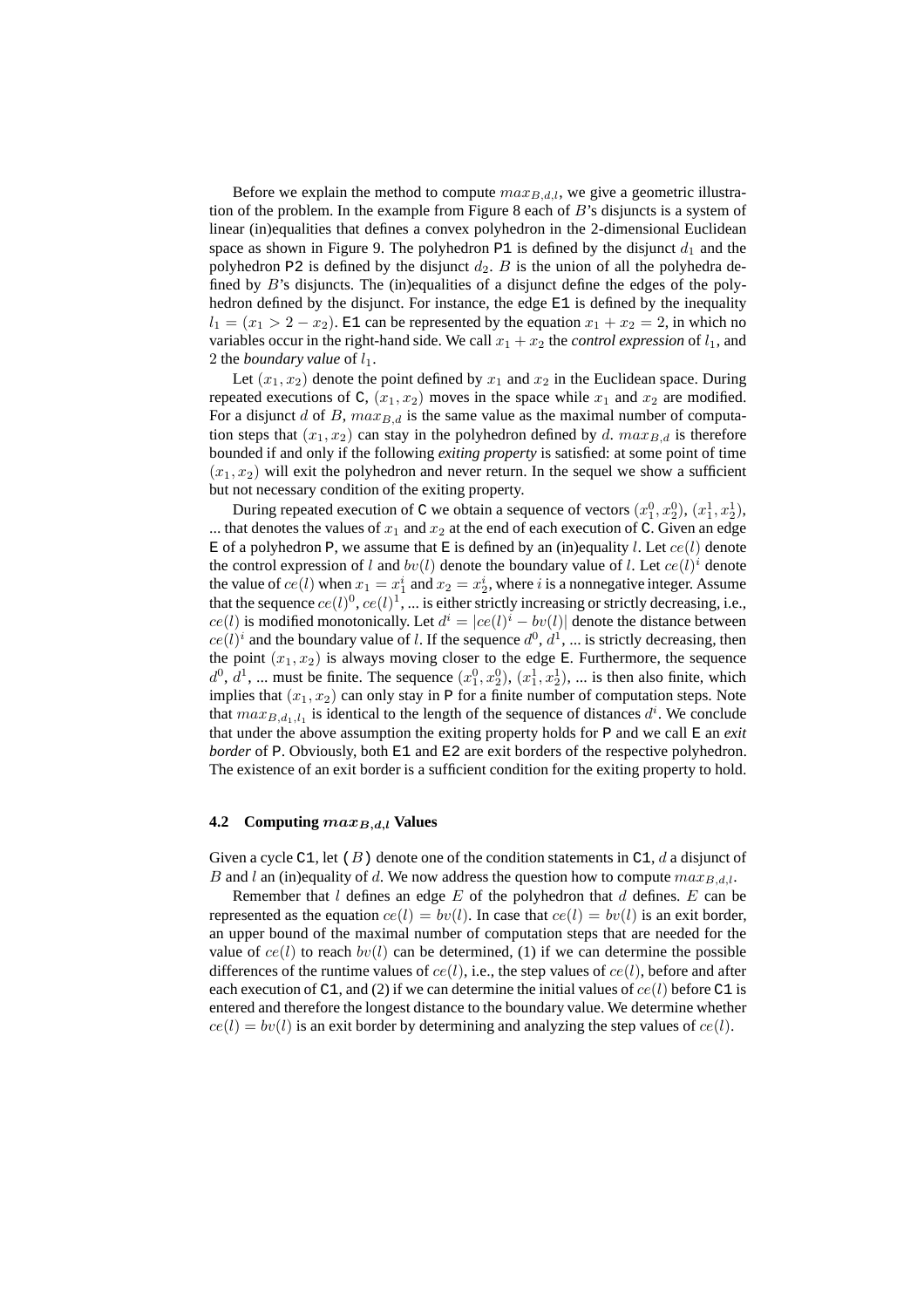Before we explain the method to compute $max_{B,d,l}$, we give a geometric illustration of the problem. In the example from Figure 8 each of $B$'s disjuncts is a system of linear (in)equalities that defines a convex polyhedron in the 2-dimensional Euclidean space as shown in Figure 9. The polyhedron `P1` is defined by the disjunct $d_1$ and the polyhedron `P2` is defined by the disjunct $d_2$. $B$ is the union of all the polyhedra defined by $B$'s disjuncts. The (in)equalities of a disjunct define the edges of the polyhedron defined by the disjunct. For instance, the edge `E1` is defined by the inequality $l_1 = (x_1 > 2 - x_2)$. `E1` can be represented by the equation $x_1 + x_2 = 2$, in which no variables occur in the right-hand side. We call $x_1 + x_2$ the *control expression* of $l_1$, and 2 the *boundary value* of $l_1$.

Let $(x_1, x_2)$ denote the point defined by $x_1$ and $x_2$ in the Euclidean space. During repeated executions of `C`, $(x_1, x_2)$ moves in the space while $x_1$ and $x_2$ are modified. For a disjunct $d$ of $B$, $max_{B,d}$ is the same value as the maximal number of computation steps that $(x_1, x_2)$ can stay in the polyhedron defined by $d$. $max_{B,d}$ is therefore bounded if and only if the following *exiting property* is satisfied: at some point of time $(x_1, x_2)$ will exit the polyhedron and never return. In the sequel we show a sufficient but not necessary condition of the exiting property.

During repeated execution of `C` we obtain a sequence of vectors $(x_1^0, x_2^0)$, $(x_1^1, x_2^1)$, ... that denotes the values of $x_1$ and $x_2$ at the end of each execution of `C`. Given an edge `E` of a polyhedron `P`, we assume that `E` is defined by an (in)equality $l$. Let $ce(l)$ denote the control expression of $l$ and $bv(l)$ denote the boundary value of $l$. Let $ce(l)^i$ denote the value of $ce(l)$ when $x_1 = x_1^i$ and $x_2 = x_2^i$, where $i$ is a nonnegative integer. Assume that the sequence $ce(l)^0$, $ce(l)^1$, ... is either strictly increasing or strictly decreasing, i.e., $ce(l)$ is modified monotonically. Let $d^i = |ce(l)^i - bv(l)|$ denote the distance between $ce(l)^i$ and the boundary value of $l$. If the sequence $d^0$, $d^1$, ... is strictly decreasing, then the point $(x_1, x_2)$ is always moving closer to the edge `E`. Furthermore, the sequence $d^0$, $d^1$, ... must be finite. The sequence $(x_1^0, x_2^0)$, $(x_1^1, x_2^1)$, ... is then also finite, which implies that $(x_1, x_2)$ can only stay in `P` for a finite number of computation steps. Note that $max_{B,d_1,l_1}$ is identical to the length of the sequence of distances $d^i$. We conclude that under the above assumption the exiting property holds for `P` and we call `E` an *exit border* of `P`. Obviously, both `E1` and `E2` are exit borders of the respective polyhedron. The existence of an exit border is a sufficient condition for the exiting property to hold.

### 4.2 Computing $max_{B,d,l}$ Values

Given a cycle `C1`, let `(`$B$`)` denote one of the condition statements in `C1`, $d$ a disjunct of $B$ and $l$ an (in)equality of $d$. We now address the question how to compute $max_{B,d,l}$.

Remember that $l$ defines an edge $E$ of the polyhedron that $d$ defines. $E$ can be represented as the equation $ce(l) = bv(l)$. In case that $ce(l) = bv(l)$ is an exit border, an upper bound of the maximal number of computation steps that are needed for the value of $ce(l)$ to reach $bv(l)$ can be determined, (1) if we can determine the possible differences of the runtime values of $ce(l)$, i.e., the step values of $ce(l)$, before and after each execution of `C1`, and (2) if we can determine the initial values of $ce(l)$ before `C1` is entered and therefore the longest distance to the boundary value. We determine whether $ce(l) = bv(l)$ is an exit border by determining and analyzing the step values of $ce(l)$.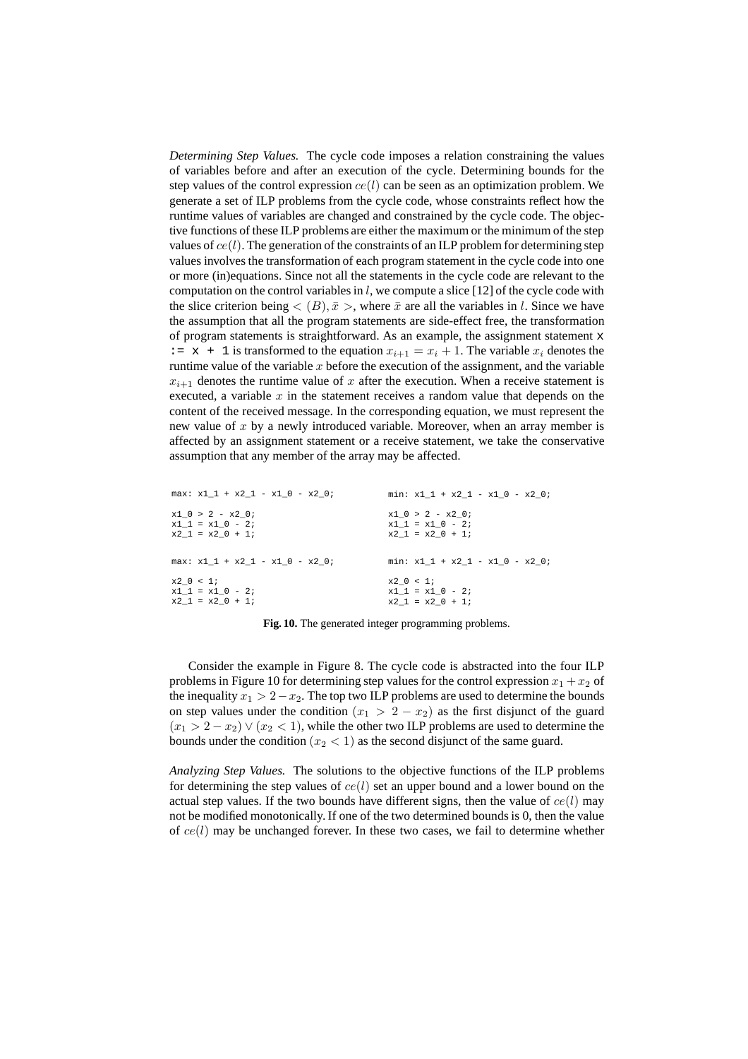*Determining Step Values.* The cycle code imposes a relation constraining the values of variables before and after an execution of the cycle. Determining bounds for the step values of the control expression $ce(l)$ can be seen as an optimization problem. We generate a set of ILP problems from the cycle code, whose constraints reflect how the runtime values of variables are changed and constrained by the cycle code. The objective functions of these ILP problems are either the maximum or the minimum of the step values of $ce(l)$. The generation of the constraints of an ILP problem for determining step values involves the transformation of each program statement in the cycle code into one or more (in)equations. Since not all the statements in the cycle code are relevant to the computation on the control variables in $l$, we compute a slice [12] of the cycle code with the slice criterion being $< (B), \bar{x} >$, where $\bar{x}$ are all the variables in $l$. Since we have the assumption that all the program statements are side-effect free, the transformation of program statements is straightforward. As an example, the assignment statement `x := x + 1` is transformed to the equation $x_{i+1} = x_i + 1$. The variable $x_i$ denotes the runtime value of the variable $x$ before the execution of the assignment, and the variable $x_{i+1}$ denotes the runtime value of $x$ after the execution. When a receive statement is executed, a variable $x$ in the statement receives a random value that depends on the content of the received message. In the corresponding equation, we must represent the new value of $x$ by a newly introduced variable. Moreover, when an array member is affected by an assignment statement or a receive statement, we take the conservative assumption that any member of the array may be affected.

```
max: x1_1 + x2_1 - x1_0 - x2_0;          min: x1_1 + x2_1 - x1_0 - x2_0;

x1_0 > 2 - x2_0;                         x1_0 > 2 - x2_0;
x1_1 = x1_0 - 2;                         x1_1 = x1_0 - 2;
x2_1 = x2_0 + 1;                         x2_1 = x2_0 + 1;


max: x1_1 + x2_1 - x1_0 - x2_0;          min: x1_1 + x2_1 - x1_0 - x2_0;

x2_0 < 1;                                x2_0 < 1;
x1_1 = x1_0 - 2;                         x1_1 = x1_0 - 2;
x2_1 = x2_0 + 1;                         x2_1 = x2_0 + 1;
```

**Fig. 10.** The generated integer programming problems.

Consider the example in Figure 8. The cycle code is abstracted into the four ILP problems in Figure 10 for determining step values for the control expression $x_1 + x_2$ of the inequality $x_1 > 2 - x_2$. The top two ILP problems are used to determine the bounds on step values under the condition $(x_1 > 2 - x_2)$ as the first disjunct of the guard $(x_1 > 2 - x_2) \vee (x_2 < 1)$, while the other two ILP problems are used to determine the bounds under the condition $(x_2 < 1)$ as the second disjunct of the same guard.

*Analyzing Step Values.* The solutions to the objective functions of the ILP problems for determining the step values of $ce(l)$ set an upper bound and a lower bound on the actual step values. If the two bounds have different signs, then the value of $ce(l)$ may not be modified monotonically. If one of the two determined bounds is 0, then the value of $ce(l)$ may be unchanged forever. In these two cases, we fail to determine whether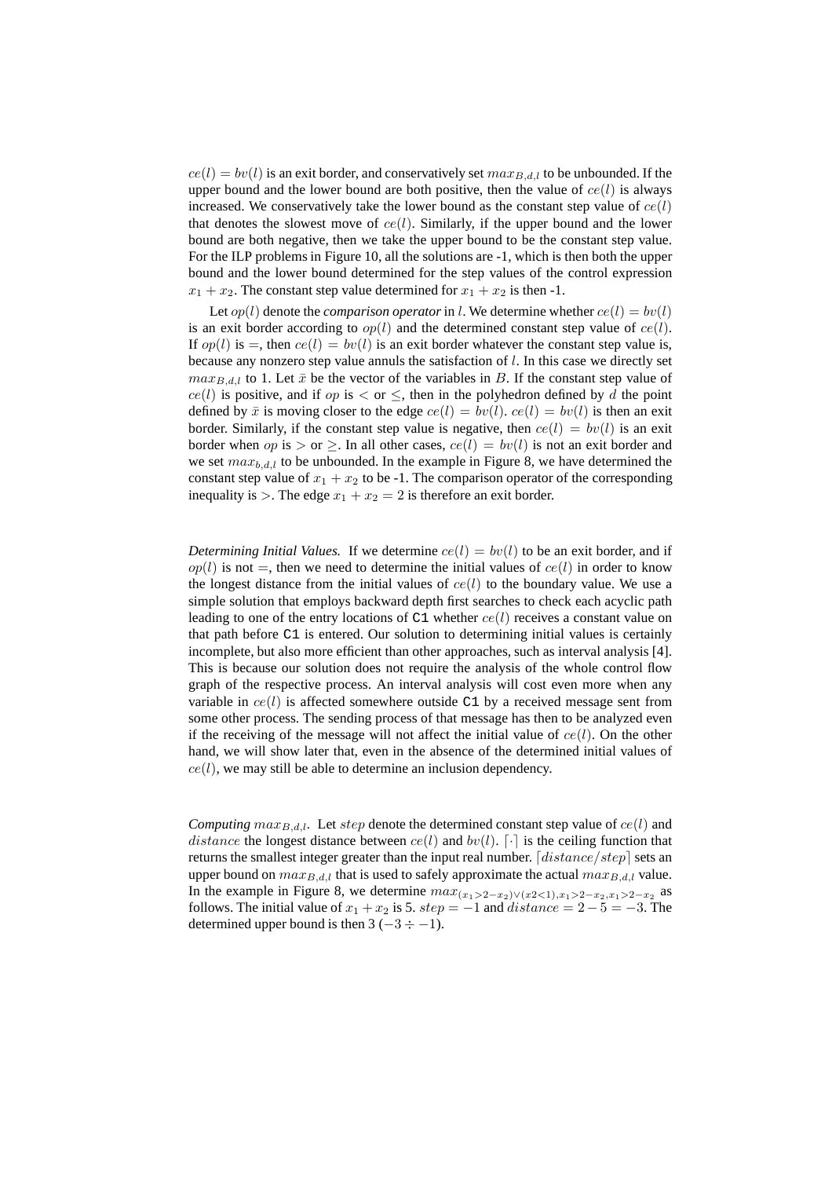$ce(l) = bv(l)$ is an exit border, and conservatively set $max_{B,d,l}$ to be unbounded. If the upper bound and the lower bound are both positive, then the value of $ce(l)$ is always increased. We conservatively take the lower bound as the constant step value of $ce(l)$ that denotes the slowest move of $ce(l)$. Similarly, if the upper bound and the lower bound are both negative, then we take the upper bound to be the constant step value. For the ILP problems in Figure 10, all the solutions are -1, which is then both the upper bound and the lower bound determined for the step values of the control expression $x_1 + x_2$. The constant step value determined for $x_1 + x_2$ is then -1.

Let $op(l)$ denote the *comparison operator* in $l$. We determine whether $ce(l) = bv(l)$ is an exit border according to $op(l)$ and the determined constant step value of $ce(l)$. If $op(l)$ is $=$, then $ce(l) = bv(l)$ is an exit border whatever the constant step value is, because any nonzero step value annuls the satisfaction of $l$. In this case we directly set $max_{B,d,l}$ to 1. Let $\bar{x}$ be the vector of the variables in $B$. If the constant step value of $ce(l)$ is positive, and if $op$ is $<$ or $\leq$, then in the polyhedron defined by $d$ the point defined by $\bar{x}$ is moving closer to the edge $ce(l) = bv(l)$. $ce(l) = bv(l)$ is then an exit border. Similarly, if the constant step value is negative, then $ce(l) = bv(l)$ is an exit border when $op$ is $>$ or $\geq$. In all other cases, $ce(l) = bv(l)$ is not an exit border and we set $max_{b,d,l}$ to be unbounded. In the example in Figure 8, we have determined the constant step value of $x_1 + x_2$ to be -1. The comparison operator of the corresponding inequality is $>$. The edge $x_1 + x_2 = 2$ is therefore an exit border.

*Determining Initial Values.* If we determine $ce(l) = bv(l)$ to be an exit border, and if $op(l)$ is not $=$, then we need to determine the initial values of $ce(l)$ in order to know the longest distance from the initial values of $ce(l)$ to the boundary value. We use a simple solution that employs backward depth first searches to check each acyclic path leading to one of the entry locations of `C1` whether $ce(l)$ receives a constant value on that path before `C1` is entered. Our solution to determining initial values is certainly incomplete, but also more efficient than other approaches, such as interval analysis [4]. This is because our solution does not require the analysis of the whole control flow graph of the respective process. An interval analysis will cost even more when any variable in $ce(l)$ is affected somewhere outside `C1` by a received message sent from some other process. The sending process of that message has then to be analyzed even if the receiving of the message will not affect the initial value of $ce(l)$. On the other hand, we will show later that, even in the absence of the determined initial values of $ce(l)$, we may still be able to determine an inclusion dependency.

*Computing $max_{B,d,l}$.* Let $step$ denote the determined constant step value of $ce(l)$ and $distance$ the longest distance between $ce(l)$ and $bv(l)$. $\lceil \cdot \rceil$ is the ceiling function that returns the smallest integer greater than the input real number. $\lceil distance/step \rceil$ sets an upper bound on $max_{B,d,l}$ that is used to safely approximate the actual $max_{B,d,l}$ value. In the example in Figure 8, we determine $max_{(x_1>2-x_2)\vee(x2<1),x_1>2-x_2,x_1>2-x_2}$ as follows. The initial value of $x_1 + x_2$ is 5. $step = -1$ and $distance = 2 - 5 = -3$. The determined upper bound is then 3 ($-3 \div -1$).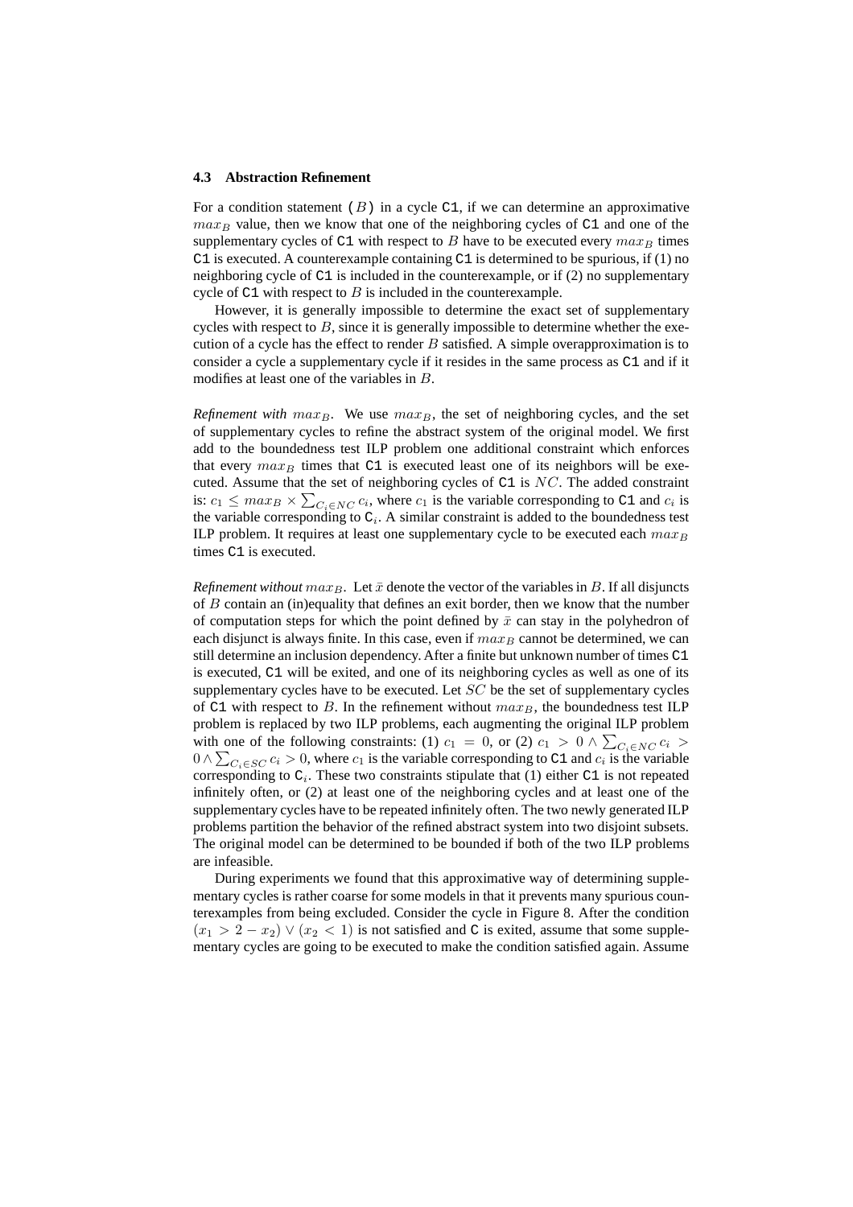### 4.3 Abstraction Refinement

For a condition statement `(`$B$`)` in a cycle `C1`, if we can determine an approximative $max_B$ value, then we know that one of the neighboring cycles of `C1` and one of the supplementary cycles of `C1` with respect to $B$ have to be executed every $max_B$ times `C1` is executed. A counterexample containing `C1` is determined to be spurious, if (1) no neighboring cycle of `C1` is included in the counterexample, or if (2) no supplementary cycle of `C1` with respect to $B$ is included in the counterexample.

However, it is generally impossible to determine the exact set of supplementary cycles with respect to $B$, since it is generally impossible to determine whether the execution of a cycle has the effect to render $B$ satisfied. A simple overapproximation is to consider a cycle a supplementary cycle if it resides in the same process as `C1` and if it modifies at least one of the variables in $B$.

*Refinement with* $max_B$. We use $max_B$, the set of neighboring cycles, and the set of supplementary cycles to refine the abstract system of the original model. We first add to the boundedness test ILP problem one additional constraint which enforces that every $max_B$ times that `C1` is executed least one of its neighbors will be executed. Assume that the set of neighboring cycles of `C1` is $NC$. The added constraint is: $c_1 \leq max_B \times \sum_{C_i \in NC} c_i$, where $c_1$ is the variable corresponding to `C1` and $c_i$ is the variable corresponding to $\mathtt{C}_i$. A similar constraint is added to the boundedness test ILP problem. It requires at least one supplementary cycle to be executed each $max_B$ times `C1` is executed.

*Refinement without* $max_B$. Let $\bar{x}$ denote the vector of the variables in $B$. If all disjuncts of $B$ contain an (in)equality that defines an exit border, then we know that the number of computation steps for which the point defined by $\bar{x}$ can stay in the polyhedron of each disjunct is always finite. In this case, even if $max_B$ cannot be determined, we can still determine an inclusion dependency. After a finite but unknown number of times `C1` is executed, `C1` will be exited, and one of its neighboring cycles as well as one of its supplementary cycles have to be executed. Let $SC$ be the set of supplementary cycles of `C1` with respect to $B$. In the refinement without $max_B$, the boundedness test ILP problem is replaced by two ILP problems, each augmenting the original ILP problem with one of the following constraints: (1) $c_1 = 0$, or (2) $c_1 > 0 \wedge \sum_{C_i \in NC} c_i > 0 \wedge \sum_{C_i \in SC} c_i > 0$, where $c_1$ is the variable corresponding to `C1` and $c_i$ is the variable corresponding to $\mathtt{C}_i$. These two constraints stipulate that (1) either `C1` is not repeated infinitely often, or (2) at least one of the neighboring cycles and at least one of the supplementary cycles have to be repeated infinitely often. The two newly generated ILP problems partition the behavior of the refined abstract system into two disjoint subsets. The original model can be determined to be bounded if both of the two ILP problems are infeasible.

During experiments we found that this approximative way of determining supplementary cycles is rather coarse for some models in that it prevents many spurious counterexamples from being excluded. Consider the cycle in Figure 8. After the condition $(x_1 > 2 - x_2) \vee (x_2 < 1)$ is not satisfied and `C` is exited, assume that some supplementary cycles are going to be executed to make the condition satisfied again. Assume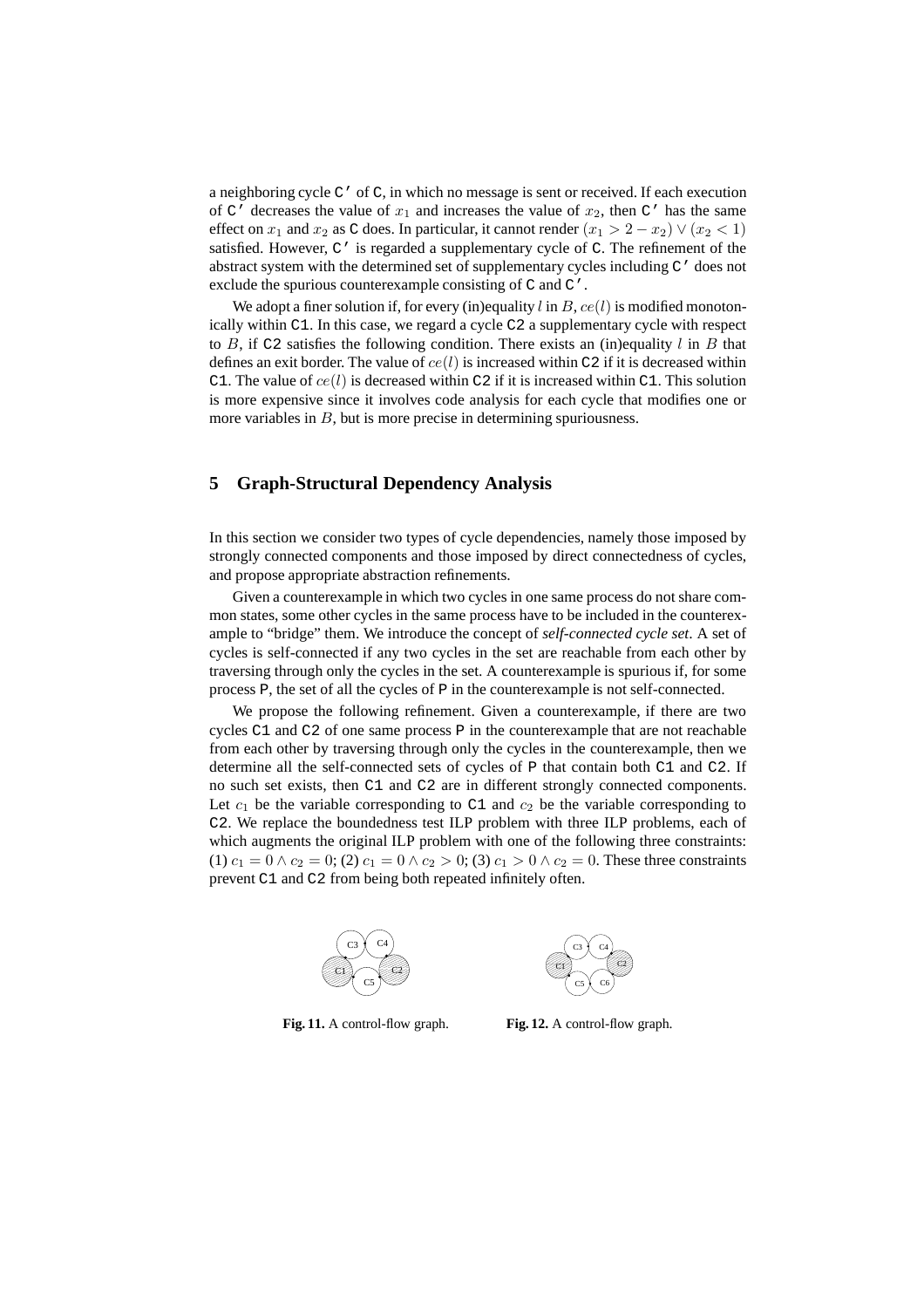a neighboring cycle `C'` of `C`, in which no message is sent or received. If each execution of `C'` decreases the value of $x_1$ and increases the value of $x_2$, then `C'` has the same effect on $x_1$ and $x_2$ as `C` does. In particular, it cannot render $(x_1 > 2 - x_2) \vee (x_2 < 1)$ satisfied. However, `C'` is regarded a supplementary cycle of `C`. The refinement of the abstract system with the determined set of supplementary cycles including `C'` does not exclude the spurious counterexample consisting of `C` and `C'`.

We adopt a finer solution if, for every (in)equality $l$ in $B$, $ce(l)$ is modified monotonically within `C1`. In this case, we regard a cycle `C2` a supplementary cycle with respect to $B$, if `C2` satisfies the following condition. There exists an (in)equality $l$ in $B$ that defines an exit border. The value of $ce(l)$ is increased within `C2` if it is decreased within `C1`. The value of $ce(l)$ is decreased within `C2` if it is increased within `C1`. This solution is more expensive since it involves code analysis for each cycle that modifies one or more variables in $B$, but is more precise in determining spuriousness.

## 5 Graph-Structural Dependency Analysis

In this section we consider two types of cycle dependencies, namely those imposed by strongly connected components and those imposed by direct connectedness of cycles, and propose appropriate abstraction refinements.

Given a counterexample in which two cycles in one same process do not share common states, some other cycles in the same process have to be included in the counterexample to "bridge" them. We introduce the concept of *self-connected cycle set*. A set of cycles is self-connected if any two cycles in the set are reachable from each other by traversing through only the cycles in the set. A counterexample is spurious if, for some process `P`, the set of all the cycles of `P` in the counterexample is not self-connected.

We propose the following refinement. Given a counterexample, if there are two cycles `C1` and `C2` of one same process `P` in the counterexample that are not reachable from each other by traversing through only the cycles in the counterexample, then we determine all the self-connected sets of cycles of `P` that contain both `C1` and `C2`. If no such set exists, then `C1` and `C2` are in different strongly connected components. Let $c_1$ be the variable corresponding to `C1` and $c_2$ be the variable corresponding to `C2`. We replace the boundedness test ILP problem with three ILP problems, each of which augments the original ILP problem with one of the following three constraints: (1) $c_1 = 0 \wedge c_2 = 0$; (2) $c_1 = 0 \wedge c_2 > 0$; (3) $c_1 > 0 \wedge c_2 = 0$. These three constraints prevent `C1` and `C2` from being both repeated infinitely often.

**Fig. 11.** A control-flow graph.

**Fig. 12.** A control-flow graph.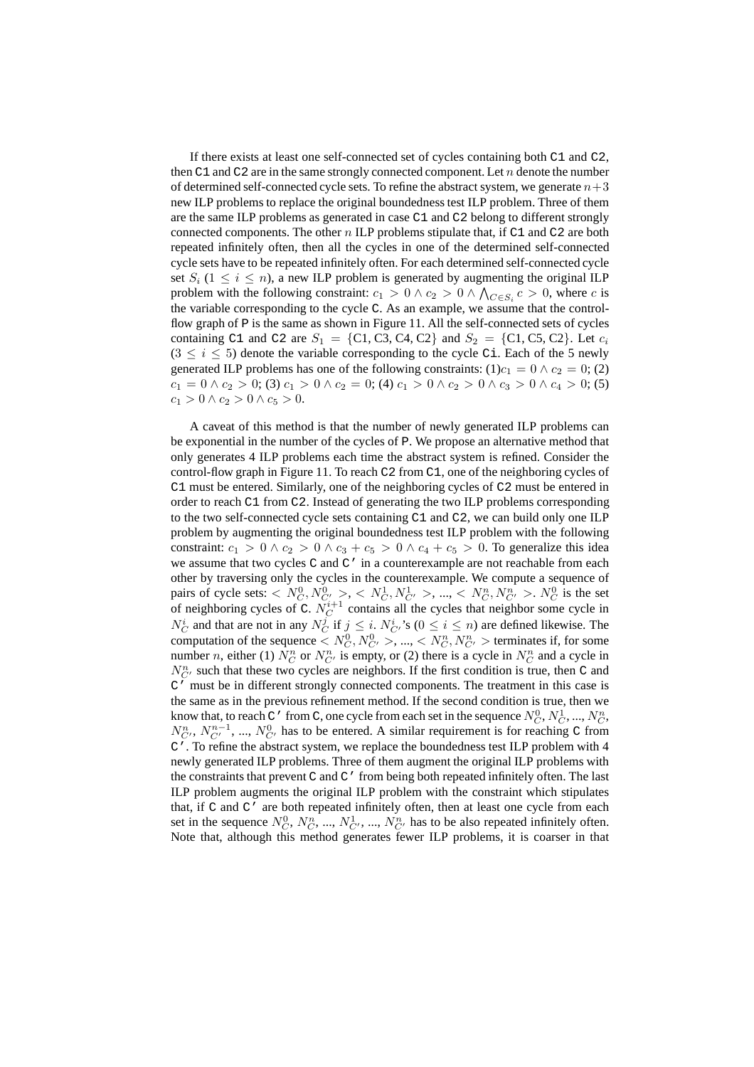If there exists at least one self-connected set of cycles containing both `C1` and `C2`, then `C1` and `C2` are in the same strongly connected component. Let $n$ denote the number of determined self-connected cycle sets. To refine the abstract system, we generate $n+3$ new ILP problems to replace the original boundedness test ILP problem. Three of them are the same ILP problems as generated in case `C1` and `C2` belong to different strongly connected components. The other $n$ ILP problems stipulate that, if `C1` and `C2` are both repeated infinitely often, then all the cycles in one of the determined self-connected cycle sets have to be repeated infinitely often. For each determined self-connected cycle set $S_i$ ($1 \leq i \leq n$), a new ILP problem is generated by augmenting the original ILP problem with the following constraint: $c_1 > 0 \wedge c_2 > 0 \wedge \bigwedge_{C \in S_i} c > 0$, where $c$ is the variable corresponding to the cycle `C`. As an example, we assume that the control-flow graph of `P` is the same as shown in Figure 11. All the self-connected sets of cycles containing `C1` and `C2` are $S_1 = \{\text{C1, C3, C4, C2}\}$ and $S_2 = \{\text{C1, C5, C2}\}$. Let $c_i$ ($3 \leq i \leq 5$) denote the variable corresponding to the cycle `Ci`. Each of the 5 newly generated ILP problems has one of the following constraints: (1)$c_1 = 0 \wedge c_2 = 0$; (2) $c_1 = 0 \wedge c_2 > 0$; (3) $c_1 > 0 \wedge c_2 = 0$; (4) $c_1 > 0 \wedge c_2 > 0 \wedge c_3 > 0 \wedge c_4 > 0$; (5) $c_1 > 0 \wedge c_2 > 0 \wedge c_5 > 0$.

A caveat of this method is that the number of newly generated ILP problems can be exponential in the number of the cycles of `P`. We propose an alternative method that only generates 4 ILP problems each time the abstract system is refined. Consider the control-flow graph in Figure 11. To reach `C2` from `C1`, one of the neighboring cycles of `C1` must be entered. Similarly, one of the neighboring cycles of `C2` must be entered in order to reach `C1` from `C2`. Instead of generating the two ILP problems corresponding to the two self-connected cycle sets containing `C1` and `C2`, we can build only one ILP problem by augmenting the original boundedness test ILP problem with the following constraint: $c_1 > 0 \wedge c_2 > 0 \wedge c_3 + c_5 > 0 \wedge c_4 + c_5 > 0$. To generalize this idea we assume that two cycles `C` and `C'` in a counterexample are not reachable from each other by traversing only the cycles in the counterexample. We compute a sequence of pairs of cycle sets: $< N_C^0, N_{C'}^0 >, < N_C^1, N_{C'}^1 >, ..., < N_C^n, N_{C'}^n >$. $N_C^0$ is the set of neighboring cycles of `C`. $N_C^{i+1}$ contains all the cycles that neighbor some cycle in $N_C^i$ and that are not in any $N_C^j$ if $j \leq i$. $N_{C'}^i$'s ($0 \leq i \leq n$) are defined likewise. The computation of the sequence $< N_C^0, N_{C'}^0 >, ..., < N_C^n, N_{C'}^n >$ terminates if, for some number $n$, either (1) $N_C^n$ or $N_{C'}^n$ is empty, or (2) there is a cycle in $N_C^n$ and a cycle in $N_{C'}^n$ such that these two cycles are neighbors. If the first condition is true, then `C` and `C'` must be in different strongly connected components. The treatment in this case is the same as in the previous refinement method. If the second condition is true, then we know that, to reach `C'` from `C`, one cycle from each set in the sequence $N_C^0, N_C^1, ..., N_C^n, N_{C'}^n, N_{C'}^{n-1}, ..., N_{C'}^0$ has to be entered. A similar requirement is for reaching `C` from `C'`. To refine the abstract system, we replace the boundedness test ILP problem with 4 newly generated ILP problems. Three of them augment the original ILP problems with the constraints that prevent `C` and `C'` from being both repeated infinitely often. The last ILP problem augments the original ILP problem with the constraint which stipulates that, if `C` and `C'` are both repeated infinitely often, then at least one cycle from each set in the sequence $N_C^0, N_C^n, ..., N_{C'}^1, ..., N_{C'}^n$ has to be also repeated infinitely often. Note that, although this method generates fewer ILP problems, it is coarser in that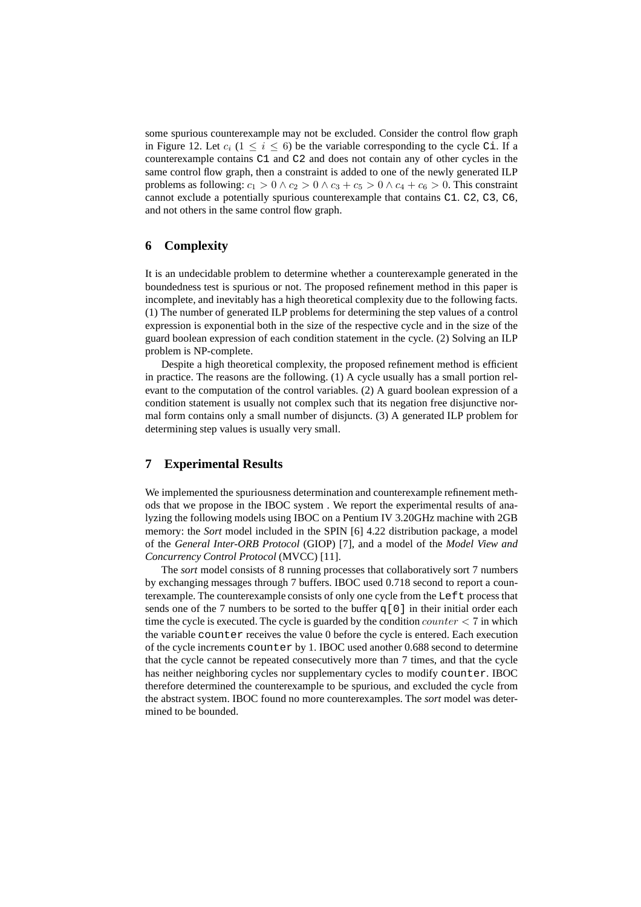some spurious counterexample may not be excluded. Consider the control flow graph in Figure 12. Let $c_i$ ($1 \leq i \leq 6$) be the variable corresponding to the cycle `Ci`. If a counterexample contains `C1` and `C2` and does not contain any of other cycles in the same control flow graph, then a constraint is added to one of the newly generated ILP problems as following: $c_1 > 0 \wedge c_2 > 0 \wedge c_3 + c_5 > 0 \wedge c_4 + c_6 > 0$. This constraint cannot exclude a potentially spurious counterexample that contains `C1`. `C2`, `C3`, `C6`, and not others in the same control flow graph.

## 6 Complexity

It is an undecidable problem to determine whether a counterexample generated in the boundedness test is spurious or not. The proposed refinement method in this paper is incomplete, and inevitably has a high theoretical complexity due to the following facts. (1) The number of generated ILP problems for determining the step values of a control expression is exponential both in the size of the respective cycle and in the size of the guard boolean expression of each condition statement in the cycle. (2) Solving an ILP problem is NP-complete.

Despite a high theoretical complexity, the proposed refinement method is efficient in practice. The reasons are the following. (1) A cycle usually has a small portion relevant to the computation of the control variables. (2) A guard boolean expression of a condition statement is usually not complex such that its negation free disjunctive normal form contains only a small number of disjuncts. (3) A generated ILP problem for determining step values is usually very small.

## 7 Experimental Results

We implemented the spuriousness determination and counterexample refinement methods that we propose in the IBOC system . We report the experimental results of analyzing the following models using IBOC on a Pentium IV 3.20GHz machine with 2GB memory: the *Sort* model included in the SPIN [6] 4.22 distribution package, a model of the *General Inter-ORB Protocol* (GIOP) [7], and a model of the *Model View and Concurrency Control Protocol* (MVCC) [11].

The *sort* model consists of 8 running processes that collaboratively sort 7 numbers by exchanging messages through 7 buffers. IBOC used 0.718 second to report a counterexample. The counterexample consists of only one cycle from the `Left` process that sends one of the 7 numbers to be sorted to the buffer `q[0]` in their initial order each time the cycle is executed. The cycle is guarded by the condition $counter < 7$ in which the variable `counter` receives the value 0 before the cycle is entered. Each execution of the cycle increments `counter` by 1. IBOC used another 0.688 second to determine that the cycle cannot be repeated consecutively more than 7 times, and that the cycle has neither neighboring cycles nor supplementary cycles to modify `counter`. IBOC therefore determined the counterexample to be spurious, and excluded the cycle from the abstract system. IBOC found no more counterexamples. The *sort* model was determined to be bounded.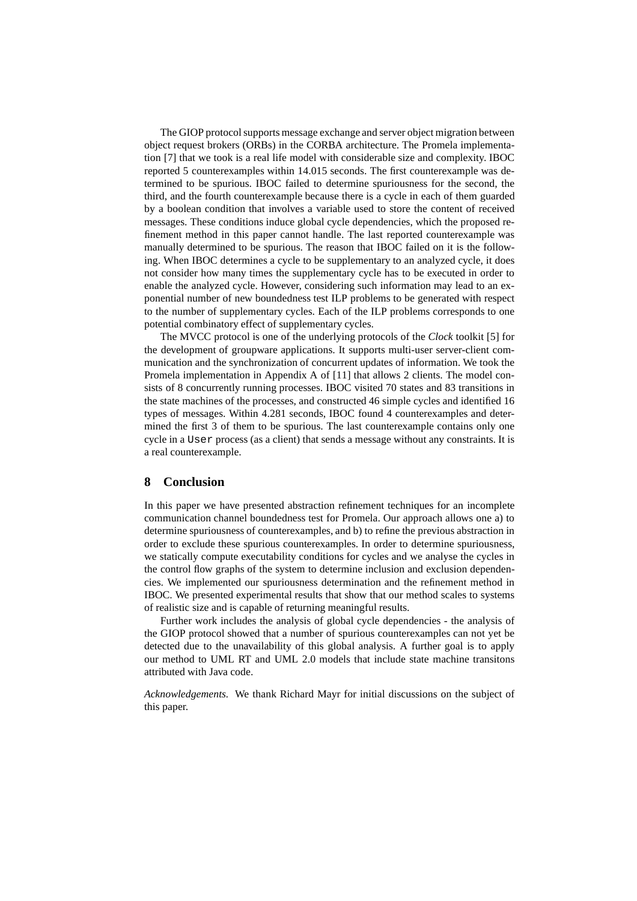The GIOP protocol supports message exchange and server object migration between object request brokers (ORBs) in the CORBA architecture. The Promela implementation [7] that we took is a real life model with considerable size and complexity. IBOC reported 5 counterexamples within 14.015 seconds. The first counterexample was determined to be spurious. IBOC failed to determine spuriousness for the second, the third, and the fourth counterexample because there is a cycle in each of them guarded by a boolean condition that involves a variable used to store the content of received messages. These conditions induce global cycle dependencies, which the proposed refinement method in this paper cannot handle. The last reported counterexample was manually determined to be spurious. The reason that IBOC failed on it is the following. When IBOC determines a cycle to be supplementary to an analyzed cycle, it does not consider how many times the supplementary cycle has to be executed in order to enable the analyzed cycle. However, considering such information may lead to an exponential number of new boundedness test ILP problems to be generated with respect to the number of supplementary cycles. Each of the ILP problems corresponds to one potential combinatory effect of supplementary cycles.

The MVCC protocol is one of the underlying protocols of the *Clock* toolkit [5] for the development of groupware applications. It supports multi-user server-client communication and the synchronization of concurrent updates of information. We took the Promela implementation in Appendix A of [11] that allows 2 clients. The model consists of 8 concurrently running processes. IBOC visited 70 states and 83 transitions in the state machines of the processes, and constructed 46 simple cycles and identified 16 types of messages. Within 4.281 seconds, IBOC found 4 counterexamples and determined the first 3 of them to be spurious. The last counterexample contains only one cycle in a `User` process (as a client) that sends a message without any constraints. It is a real counterexample.

## 8 Conclusion

In this paper we have presented abstraction refinement techniques for an incomplete communication channel boundedness test for Promela. Our approach allows one a) to determine spuriousness of counterexamples, and b) to refine the previous abstraction in order to exclude these spurious counterexamples. In order to determine spuriousness, we statically compute executability conditions for cycles and we analyse the cycles in the control flow graphs of the system to determine inclusion and exclusion dependencies. We implemented our spuriousness determination and the refinement method in IBOC. We presented experimental results that show that our method scales to systems of realistic size and is capable of returning meaningful results.

Further work includes the analysis of global cycle dependencies - the analysis of the GIOP protocol showed that a number of spurious counterexamples can not yet be detected due to the unavailability of this global analysis. A further goal is to apply our method to UML RT and UML 2.0 models that include state machine transitons attributed with Java code.

*Acknowledgements.* We thank Richard Mayr for initial discussions on the subject of this paper.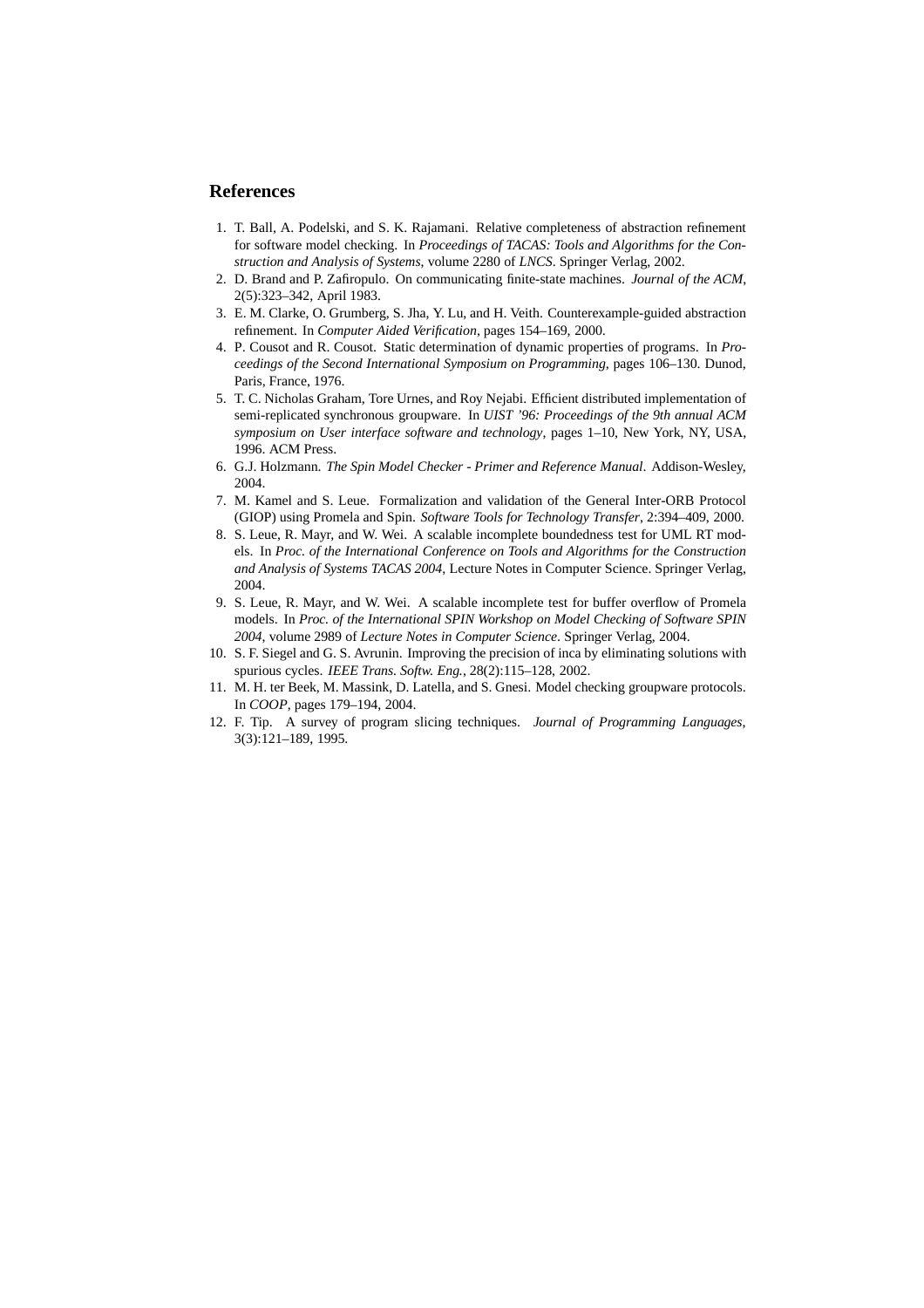## References

1. T. Ball, A. Podelski, and S. K. Rajamani. Relative completeness of abstraction refinement for software model checking. In *Proceedings of TACAS: Tools and Algorithms for the Construction and Analysis of Systems*, volume 2280 of *LNCS*. Springer Verlag, 2002.
2. D. Brand and P. Zafiropulo. On communicating finite-state machines. *Journal of the ACM*, 2(5):323–342, April 1983.
3. E. M. Clarke, O. Grumberg, S. Jha, Y. Lu, and H. Veith. Counterexample-guided abstraction refinement. In *Computer Aided Verification*, pages 154–169, 2000.
4. P. Cousot and R. Cousot. Static determination of dynamic properties of programs. In *Proceedings of the Second International Symposium on Programming*, pages 106–130. Dunod, Paris, France, 1976.
5. T. C. Nicholas Graham, Tore Urnes, and Roy Nejabi. Efficient distributed implementation of semi-replicated synchronous groupware. In *UIST '96: Proceedings of the 9th annual ACM symposium on User interface software and technology*, pages 1–10, New York, NY, USA, 1996. ACM Press.
6. G.J. Holzmann. *The Spin Model Checker - Primer and Reference Manual*. Addison-Wesley, 2004.
7. M. Kamel and S. Leue. Formalization and validation of the General Inter-ORB Protocol (GIOP) using Promela and Spin. *Software Tools for Technology Transfer*, 2:394–409, 2000.
8. S. Leue, R. Mayr, and W. Wei. A scalable incomplete boundedness test for UML RT models. In *Proc. of the International Conference on Tools and Algorithms for the Construction and Analysis of Systems TACAS 2004*, Lecture Notes in Computer Science. Springer Verlag, 2004.
9. S. Leue, R. Mayr, and W. Wei. A scalable incomplete test for buffer overflow of Promela models. In *Proc. of the International SPIN Workshop on Model Checking of Software SPIN 2004*, volume 2989 of *Lecture Notes in Computer Science*. Springer Verlag, 2004.
10. S. F. Siegel and G. S. Avrunin. Improving the precision of inca by eliminating solutions with spurious cycles. *IEEE Trans. Softw. Eng.*, 28(2):115–128, 2002.
11. M. H. ter Beek, M. Massink, D. Latella, and S. Gnesi. Model checking groupware protocols. In *COOP*, pages 179–194, 2004.
12. F. Tip. A survey of program slicing techniques. *Journal of Programming Languages*, 3(3):121–189, 1995.